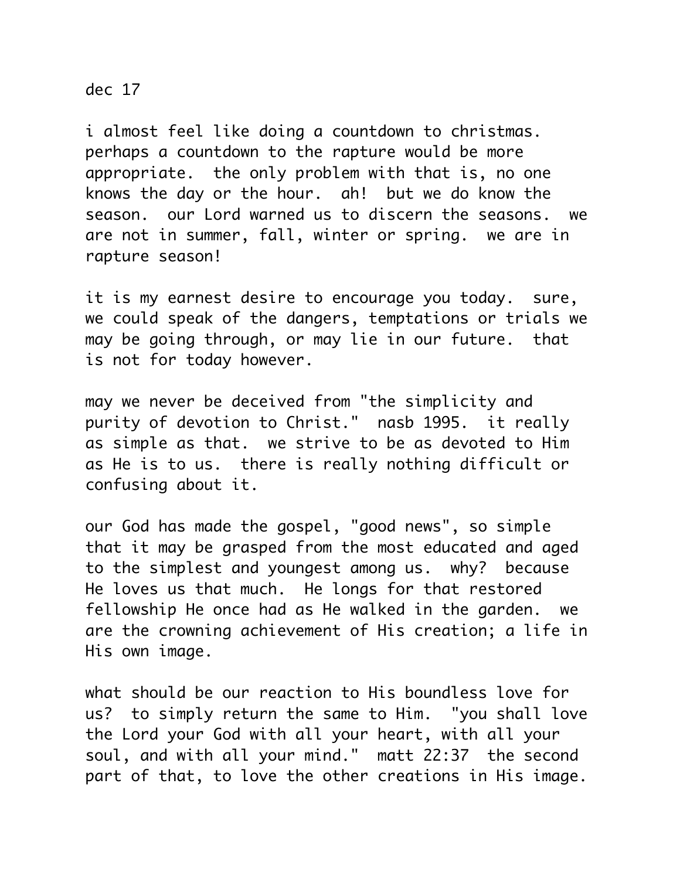dec 17

i almost feel like doing a countdown to christmas. perhaps a countdown to the rapture would be more appropriate. the only problem with that is, no one knows the day or the hour. ah! but we do know the season. our Lord warned us to discern the seasons. we are not in summer, fall, winter or spring. we are in rapture season!

it is my earnest desire to encourage you today. sure, we could speak of the dangers, temptations or trials we may be going through, or may lie in our future. that is not for today however.

may we never be deceived from "the simplicity and purity of devotion to Christ." nasb 1995. it really as simple as that. we strive to be as devoted to Him as He is to us. there is really nothing difficult or confusing about it.

our God has made the gospel, "good news", so simple that it may be grasped from the most educated and aged to the simplest and youngest among us. why? because He loves us that much. He longs for that restored fellowship He once had as He walked in the garden. we are the crowning achievement of His creation; a life in His own image.

what should be our reaction to His boundless love for us? to simply return the same to Him. "you shall love the Lord your God with all your heart, with all your soul, and with all your mind." matt 22:37 the second part of that, to love the other creations in His image.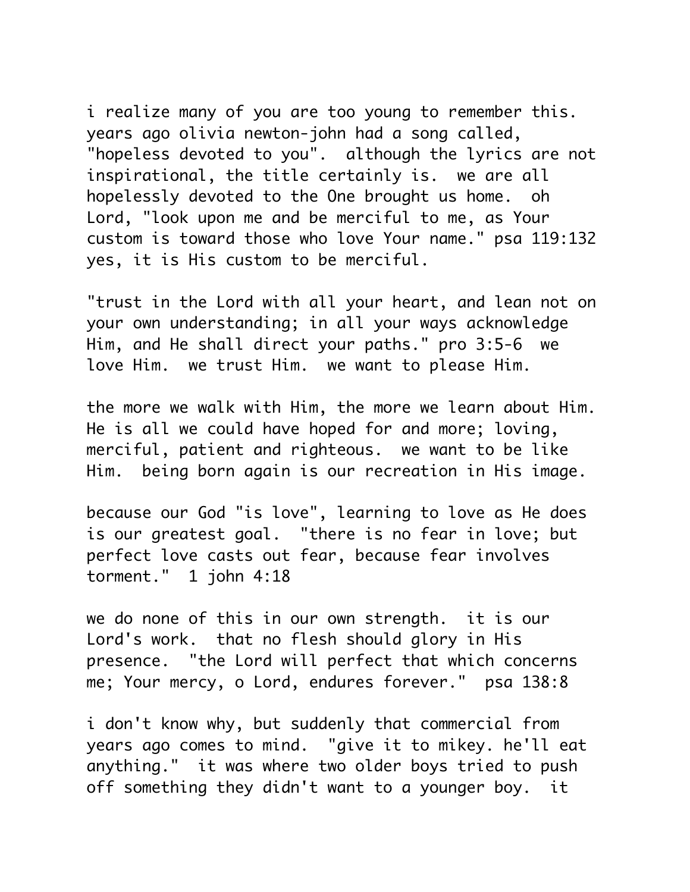i realize many of you are too young to remember this. years ago olivia newton-john had a song called, "hopeless devoted to you". although the lyrics are not inspirational, the title certainly is. we are all hopelessly devoted to the One brought us home. oh Lord, "look upon me and be merciful to me, as Your custom is toward those who love Your name." psa 119:132 yes, it is His custom to be merciful.

"trust in the Lord with all your heart, and lean not on your own understanding; in all your ways acknowledge Him, and He shall direct your paths." pro 3:5-6 we love Him. we trust Him. we want to please Him.

the more we walk with Him, the more we learn about Him. He is all we could have hoped for and more; loving, merciful, patient and righteous. we want to be like Him. being born again is our recreation in His image.

because our God "is love", learning to love as He does is our greatest goal. "there is no fear in love; but perfect love casts out fear, because fear involves torment." 1 john 4:18

we do none of this in our own strength. it is our Lord's work. that no flesh should glory in His presence. "the Lord will perfect that which concerns me; Your mercy, o Lord, endures forever." psa 138:8

i don't know why, but suddenly that commercial from years ago comes to mind. "give it to mikey. he'll eat anything." it was where two older boys tried to push off something they didn't want to a younger boy. it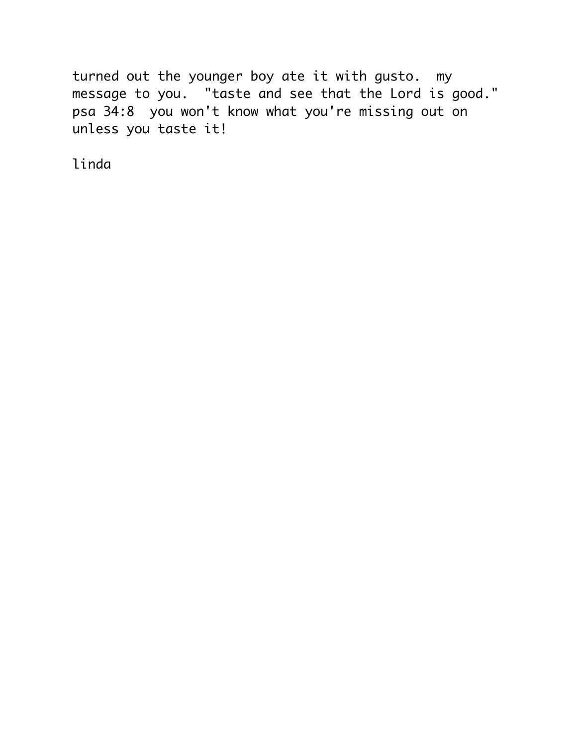turned out the younger boy ate it with gusto.  my message to you.  "taste and see that the Lord is good." psa 34:8  you won't know what you're missing out on unless you taste it!

linda